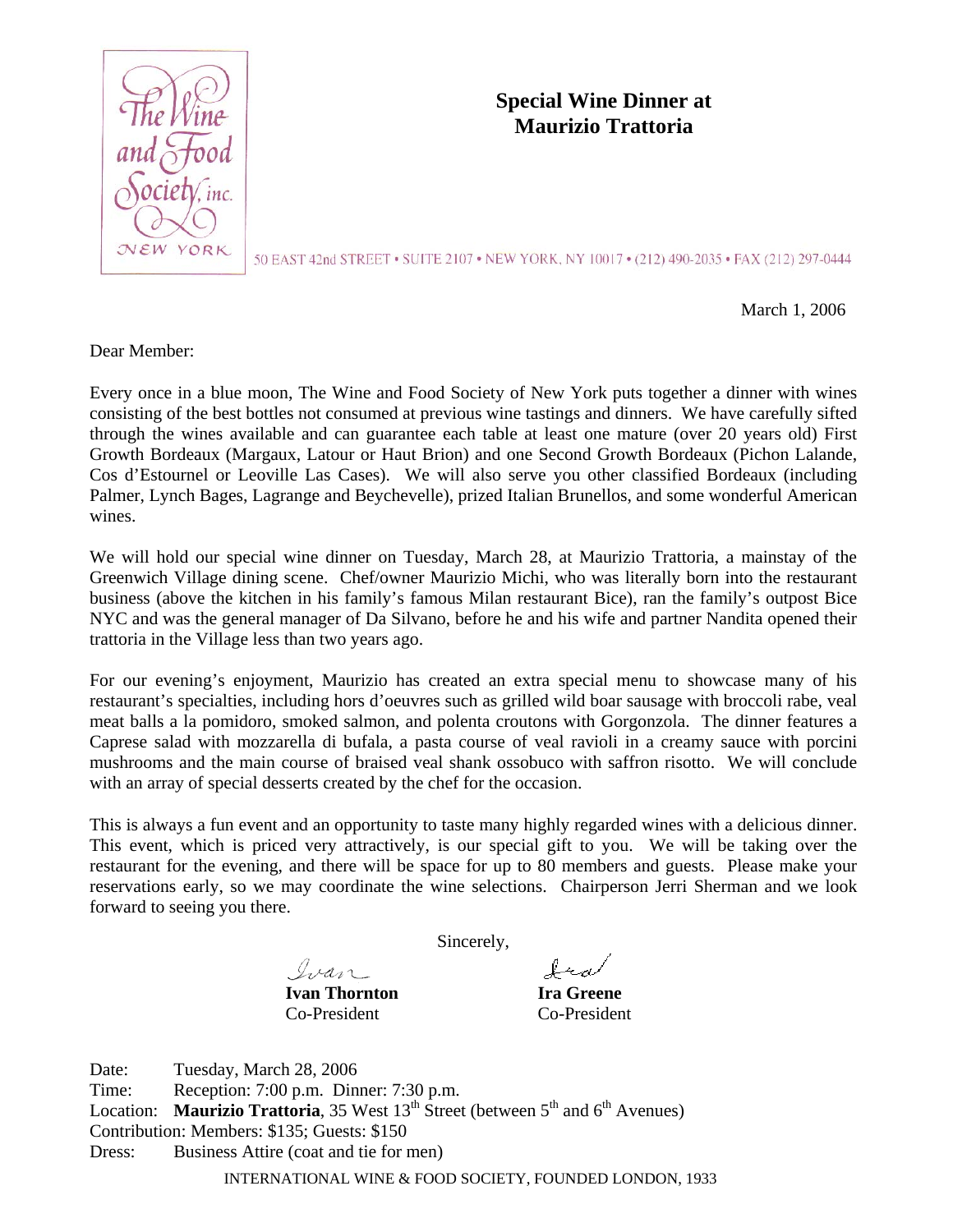# Special Wine Dinner at Maurizio Trattoria

The Wine and Food Society, inc. NEW YORK

50 EAST 42nd STREET • SUITE 2107 • NEW YORK, NY 10017 • (212) 490-2035 • FAX (212) 297-0444

March 1, 2006

Dear Member:

Every once in a blue moon, The Wine and Food Society of New York puts together a dinner with wines consisting of the best bottles not consumed at previous wine tastings and dinners. We have carefully sifted through the wines available and can guarantee each table at least one mature (over 20 years old) First Growth Bordeaux (Margaux, Latour or Haut Brion) and one Second Growth Bordeaux (Pichon Lalande, Cos d'Estournel or Leoville Las Cases). We will also serve you other classified Bordeaux (including Palmer, Lynch Bages, Lagrange and Beychevelle), prized Italian Brunellos, and some wonderful American wines.

We will hold our special wine dinner on Tuesday, March 28, at Maurizio Trattoria, a mainstay of the Greenwich Village dining scene. Chef/owner Maurizio Michi, who was literally born into the restaurant business (above the kitchen in his family's famous Milan restaurant Bice), ran the family's outpost Bice NYC and was the general manager of Da Silvano, before he and his wife and partner Nandita opened their trattoria in the Village less than two years ago.

For our evening's enjoyment, Maurizio has created an extra special menu to showcase many of his restaurant's specialties, including hors d'oeuvres such as grilled wild boar sausage with broccoli rabe, veal meat balls a la pomidoro, smoked salmon, and polenta croutons with Gorgonzola. The dinner features a Caprese salad with mozzarella di bufala, a pasta course of veal ravioli in a creamy sauce with porcini mushrooms and the main course of braised veal shank ossobuco with saffron risotto. We will conclude with an array of special desserts created by the chef for the occasion.

This is always a fun event and an opportunity to taste many highly regarded wines with a delicious dinner. This event, which is priced very attractively, is our special gift to you. We will be taking over the restaurant for the evening, and there will be space for up to 80 members and guests. Please make your reservations early, so we may coordinate the wine selections. Chairperson Jerri Sherman and we look forward to seeing you there.

Sincerely,

| Ivan | Ira |
| --- | --- |
| **Ivan Thornton** | **Ira Greene** |
| Co-President | Co-President |

Date: Tuesday, March 28, 2006
Time: Reception: 7:00 p.m. Dinner: 7:30 p.m.
Location: **Maurizio Trattoria**, 35 West 13th Street (between 5th and 6th Avenues)
Contribution: Members: $135; Guests: $150
Dress: Business Attire (coat and tie for men)

INTERNATIONAL WINE & FOOD SOCIETY, FOUNDED LONDON, 1933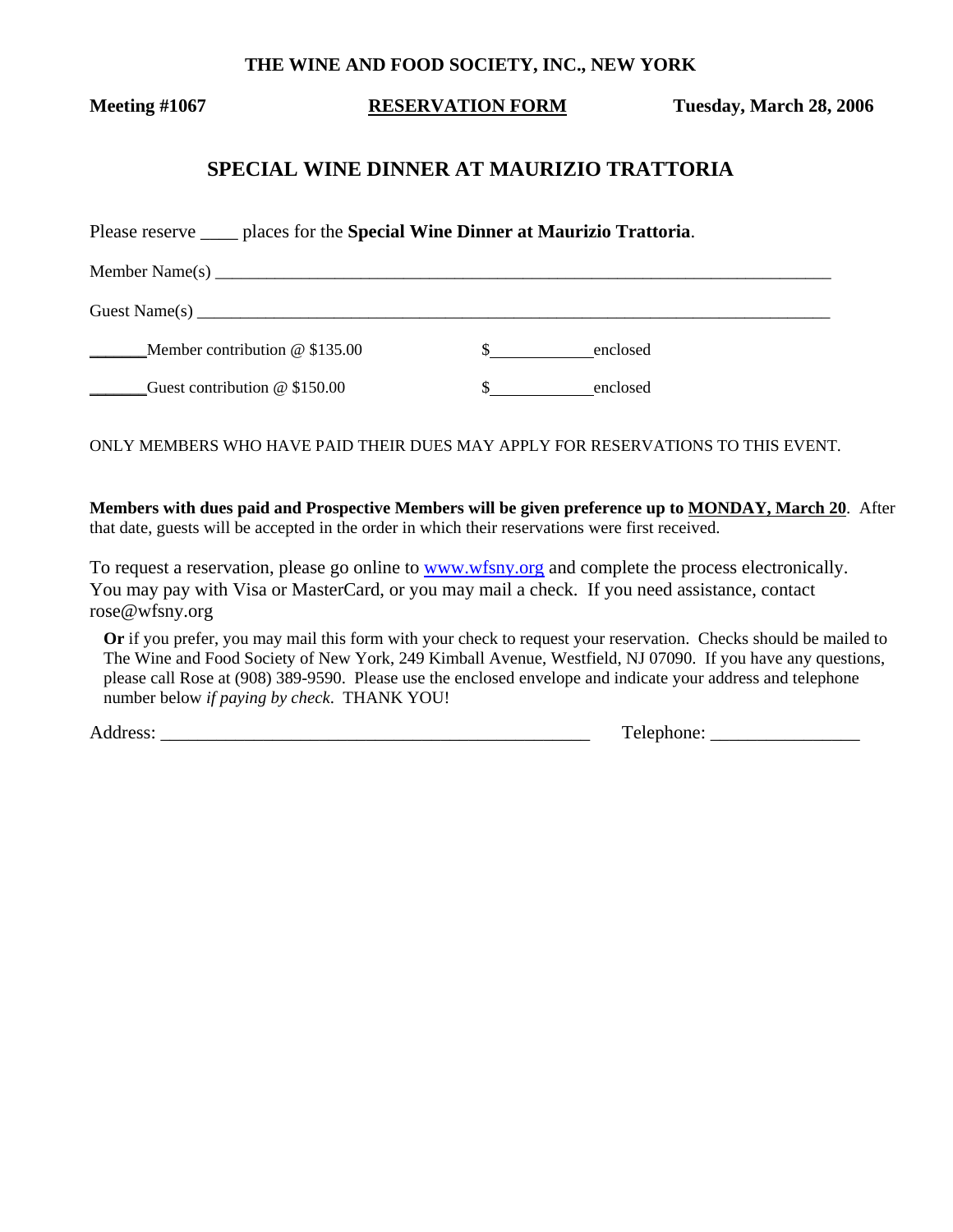**THE WINE AND FOOD SOCIETY, INC., NEW YORK**

**Meeting #1067** **RESERVATION FORM** **Tuesday, March 28, 2006**

## SPECIAL WINE DINNER AT MAURIZIO TRATTORIA

Please reserve ____ places for the **Special Wine Dinner at Maurizio Trattoria**.

Member Name(s) ___________________________________________________________________________

Guest Name(s) ____________________________________________________________________________

_______Member contribution @ $135.00 $____________enclosed

_______Guest contribution @ $150.00 $____________enclosed

ONLY MEMBERS WHO HAVE PAID THEIR DUES MAY APPLY FOR RESERVATIONS TO THIS EVENT.

**Members with dues paid and Prospective Members will be given preference up to MONDAY, March 20**. After that date, guests will be accepted in the order in which their reservations were first received.

To request a reservation, please go online to www.wfsny.org and complete the process electronically. You may pay with Visa or MasterCard, or you may mail a check. If you need assistance, contact rose@wfsny.org

**Or** if you prefer, you may mail this form with your check to request your reservation. Checks should be mailed to The Wine and Food Society of New York, 249 Kimball Avenue, Westfield, NJ 07090. If you have any questions, please call Rose at (908) 389-9590. Please use the enclosed envelope and indicate your address and telephone number below *if paying by check*. THANK YOU!

Address: _______________________________________________ Telephone: ________________